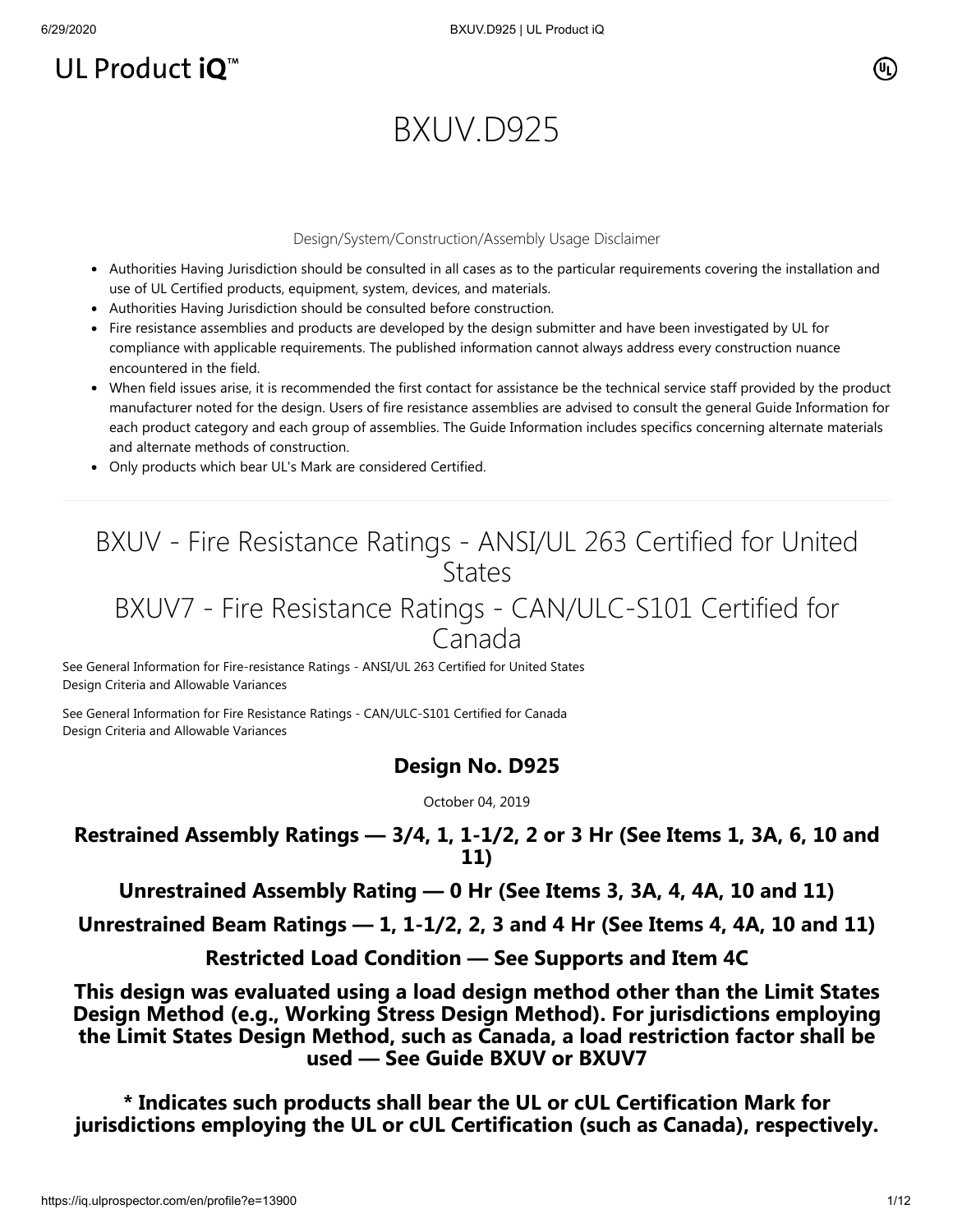UL Product iQ™

# BXUV.D925

Design/System/Construction/Assembly Usage Disclaimer

- Authorities Having Jurisdiction should be consulted in all cases as to the particular requirements covering the installation and use of UL Certified products, equipment, system, devices, and materials.
- Authorities Having Jurisdiction should be consulted before construction.
- Fire resistance assemblies and products are developed by the design submitter and have been investigated by UL for compliance with applicable requirements. The published information cannot always address every construction nuance encountered in the field.
- When field issues arise, it is recommended the first contact for assistance be the technical service staff provided by the product manufacturer noted for the design. Users of fire resistance assemblies are advised to consult the general Guide Information for each product category and each group of assemblies. The Guide Information includes specifics concerning alternate materials and alternate methods of construction.
- Only products which bear UL's Mark are considered Certified.

---

## BXUV - Fire Resistance Ratings - ANSI/UL 263 Certified for United States

## BXUV7 - Fire Resistance Ratings - CAN/ULC-S101 Certified for Canada

See General Information for Fire-resistance Ratings - ANSI/UL 263 Certified for United States
Design Criteria and Allowable Variances

See General Information for Fire Resistance Ratings - CAN/ULC-S101 Certified for Canada
Design Criteria and Allowable Variances

### Design No. D925

October 04, 2019

**Restrained Assembly Ratings — 3/4, 1, 1-1/2, 2 or 3 Hr (See Items 1, 3A, 6, 10 and 11)**

**Unrestrained Assembly Rating — 0 Hr (See Items 3, 3A, 4, 4A, 10 and 11)**

**Unrestrained Beam Ratings — 1, 1-1/2, 2, 3 and 4 Hr (See Items 4, 4A, 10 and 11)**

**Restricted Load Condition — See Supports and Item 4C**

**This design was evaluated using a load design method other than the Limit States Design Method (e.g., Working Stress Design Method). For jurisdictions employing the Limit States Design Method, such as Canada, a load restriction factor shall be used — See Guide BXUV or BXUV7**

**\* Indicates such products shall bear the UL or cUL Certification Mark for jurisdictions employing the UL or cUL Certification (such as Canada), respectively.**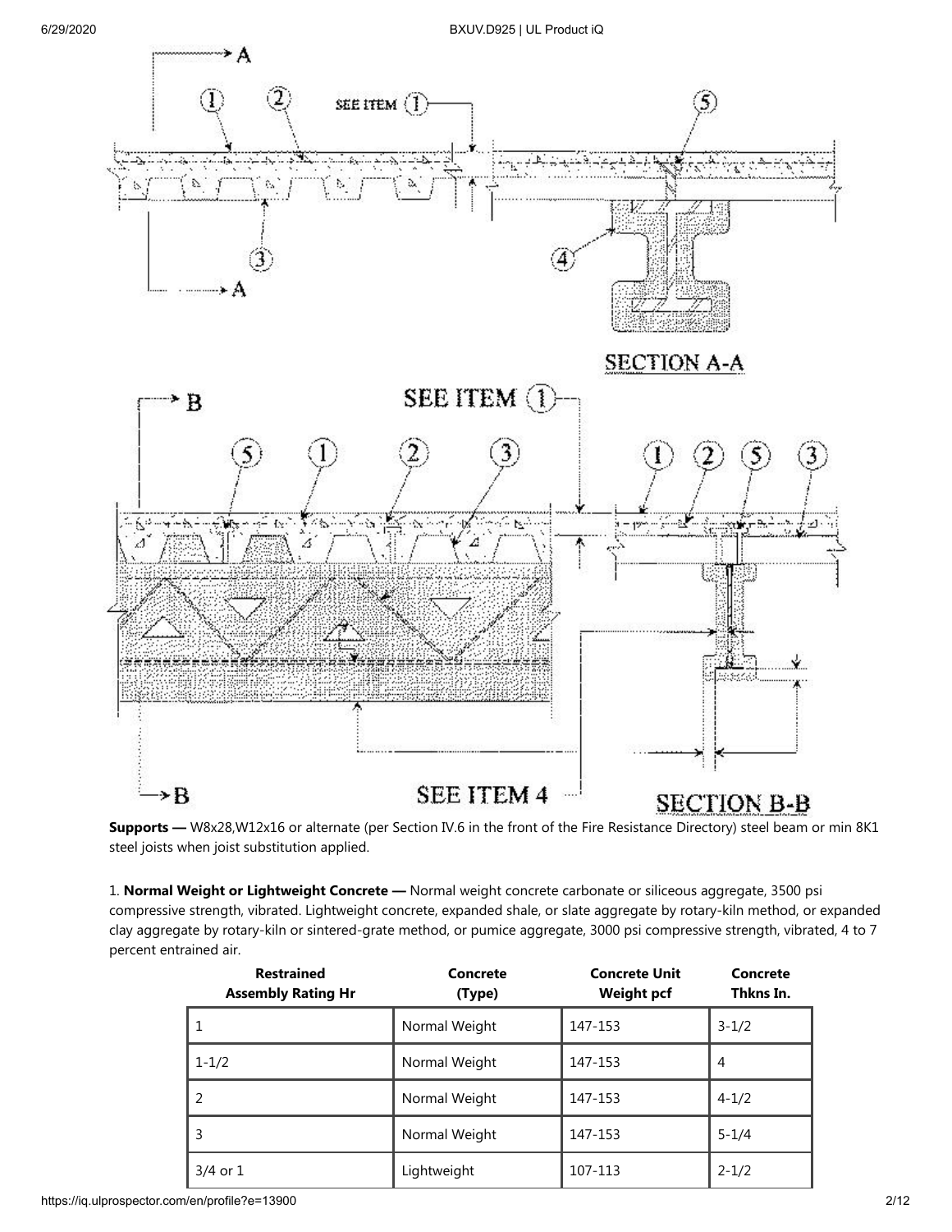**Supports —** W8x28,W12x16 or alternate (per Section IV.6 in the front of the Fire Resistance Directory) steel beam or min 8K1 steel joists when joist substitution applied.

1. **Normal Weight or Lightweight Concrete —** Normal weight concrete carbonate or siliceous aggregate, 3500 psi compressive strength, vibrated. Lightweight concrete, expanded shale, or slate aggregate by rotary-kiln method, or expanded clay aggregate by rotary-kiln or sintered-grate method, or pumice aggregate, 3000 psi compressive strength, vibrated, 4 to 7 percent entrained air.

| Restrained Assembly Rating Hr | Concrete (Type) | Concrete Unit Weight pcf | Concrete Thkns In. |
|---|---|---|---|
| 1 | Normal Weight | 147-153 | 3-1/2 |
| 1-1/2 | Normal Weight | 147-153 | 4 |
| 2 | Normal Weight | 147-153 | 4-1/2 |
| 3 | Normal Weight | 147-153 | 5-1/4 |
| 3/4 or 1 | Lightweight | 107-113 | 2-1/2 |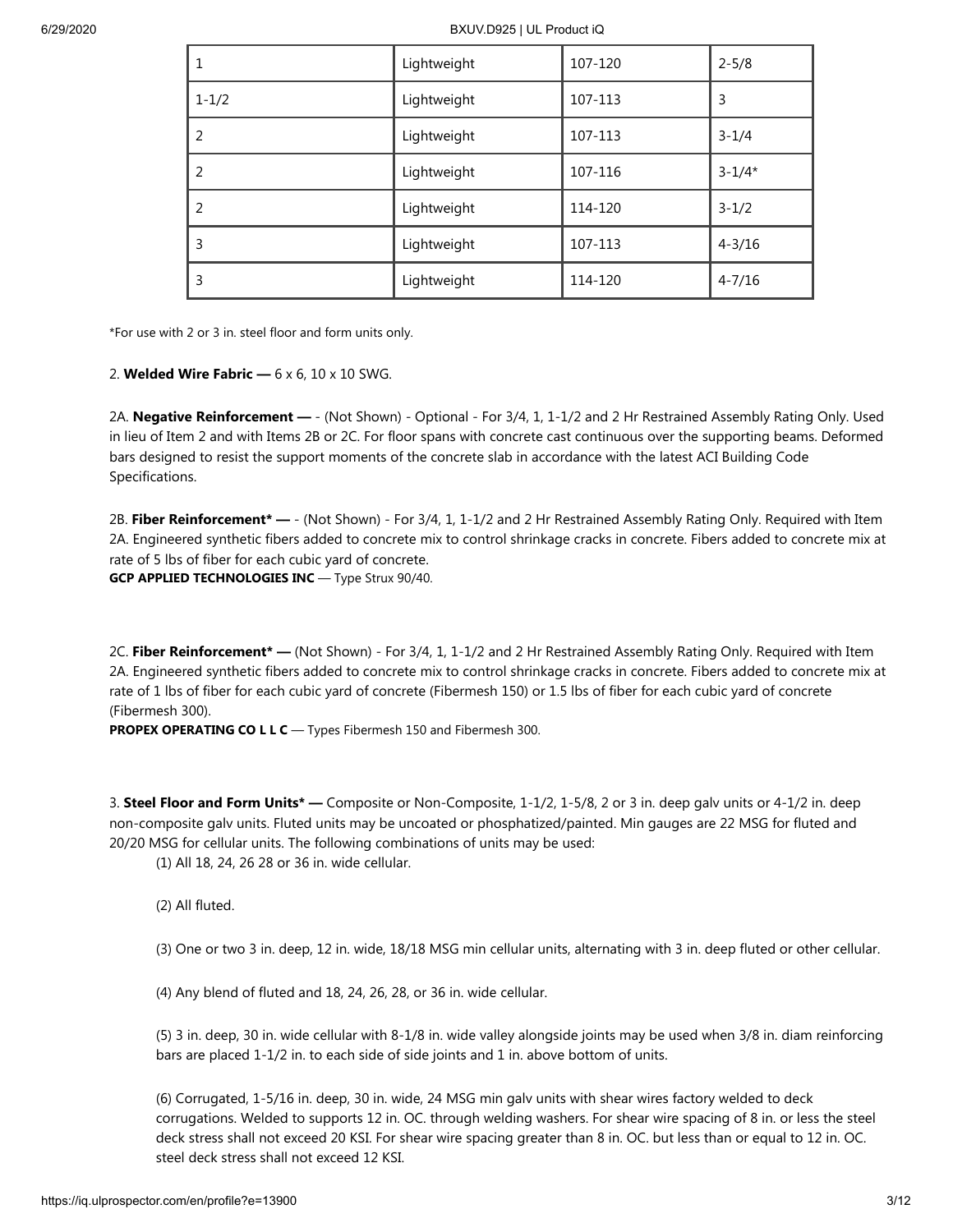| | | | |
|---|---|---|---|
| 1 | Lightweight | 107-120 | 2-5/8 |
| 1-1/2 | Lightweight | 107-113 | 3 |
| 2 | Lightweight | 107-113 | 3-1/4 |
| 2 | Lightweight | 107-116 | 3-1/4* |
| 2 | Lightweight | 114-120 | 3-1/2 |
| 3 | Lightweight | 107-113 | 4-3/16 |
| 3 | Lightweight | 114-120 | 4-7/16 |

*For use with 2 or 3 in. steel floor and form units only.

2. **Welded Wire Fabric —** 6 x 6, 10 x 10 SWG.

2A. **Negative Reinforcement —** - (Not Shown) - Optional - For 3/4, 1, 1-1/2 and 2 Hr Restrained Assembly Rating Only. Used in lieu of Item 2 and with Items 2B or 2C. For floor spans with concrete cast continuous over the supporting beams. Deformed bars designed to resist the support moments of the concrete slab in accordance with the latest ACI Building Code Specifications.

2B. **Fiber Reinforcement* —** - (Not Shown) - For 3/4, 1, 1-1/2 and 2 Hr Restrained Assembly Rating Only. Required with Item 2A. Engineered synthetic fibers added to concrete mix to control shrinkage cracks in concrete. Fibers added to concrete mix at rate of 5 lbs of fiber for each cubic yard of concrete.
**GCP APPLIED TECHNOLOGIES INC** — Type Strux 90/40.

2C. **Fiber Reinforcement* —** (Not Shown) - For 3/4, 1, 1-1/2 and 2 Hr Restrained Assembly Rating Only. Required with Item 2A. Engineered synthetic fibers added to concrete mix to control shrinkage cracks in concrete. Fibers added to concrete mix at rate of 1 lbs of fiber for each cubic yard of concrete (Fibermesh 150) or 1.5 lbs of fiber for each cubic yard of concrete (Fibermesh 300).
**PROPEX OPERATING CO L L C** — Types Fibermesh 150 and Fibermesh 300.

3. **Steel Floor and Form Units* —** Composite or Non-Composite, 1-1/2, 1-5/8, 2 or 3 in. deep galv units or 4-1/2 in. deep non-composite galv units. Fluted units may be uncoated or phosphatized/painted. Min gauges are 22 MSG for fluted and 20/20 MSG for cellular units. The following combinations of units may be used:

(1) All 18, 24, 26 28 or 36 in. wide cellular.

(2) All fluted.

(3) One or two 3 in. deep, 12 in. wide, 18/18 MSG min cellular units, alternating with 3 in. deep fluted or other cellular.

(4) Any blend of fluted and 18, 24, 26, 28, or 36 in. wide cellular.

(5) 3 in. deep, 30 in. wide cellular with 8-1/8 in. wide valley alongside joints may be used when 3/8 in. diam reinforcing bars are placed 1-1/2 in. to each side of side joints and 1 in. above bottom of units.

(6) Corrugated, 1-5/16 in. deep, 30 in. wide, 24 MSG min galv units with shear wires factory welded to deck corrugations. Welded to supports 12 in. OC. through welding washers. For shear wire spacing of 8 in. or less the steel deck stress shall not exceed 20 KSI. For shear wire spacing greater than 8 in. OC. but less than or equal to 12 in. OC. steel deck stress shall not exceed 12 KSI.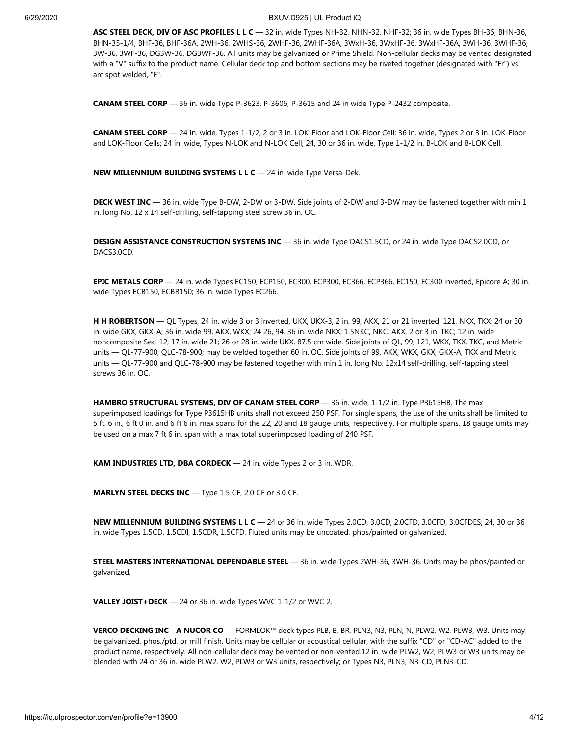**ASC STEEL DECK, DIV OF ASC PROFILES L L C** — 32 in. wide Types NH-32, NHN-32, NHF-32; 36 in. wide Types BH-36, BHN-36, BHN-35-1/4, BHF-36, BHF-36A, 2WH-36, 2WHS-36, 2WHF-36, 2WHF-36A, 3WxH-36, 3WxHF-36, 3WxHF-36A, 3WH-36, 3WHF-36, 3W-36, 3WF-36, DG3W-36, DG3WF-36. All units may be galvanized or Prime Shield. Non-cellular decks may be vented designated with a "V" suffix to the product name. Cellular deck top and bottom sections may be riveted together (designated with "Fr") vs. arc spot welded, "F".

**CANAM STEEL CORP** — 36 in. wide Type P-3623, P-3606, P-3615 and 24 in wide Type P-2432 composite.

**CANAM STEEL CORP** — 24 in. wide, Types 1-1/2, 2 or 3 in. LOK-Floor and LOK-Floor Cell; 36 in. wide, Types 2 or 3 in. LOK-Floor and LOK-Floor Cells; 24 in. wide, Types N-LOK and N-LOK Cell; 24, 30 or 36 in. wide, Type 1-1/2 in. B-LOK and B-LOK Cell.

**NEW MILLENNIUM BUILDING SYSTEMS L L C** — 24 in. wide Type Versa-Dek.

**DECK WEST INC** — 36 in. wide Type B-DW, 2-DW or 3-DW. Side joints of 2-DW and 3-DW may be fastened together with min 1 in. long No. 12 x 14 self-drilling, self-tapping steel screw 36 in. OC.

**DESIGN ASSISTANCE CONSTRUCTION SYSTEMS INC** — 36 in. wide Type DACS1.5CD, or 24 in. wide Type DACS2.0CD, or DACS3.0CD.

**EPIC METALS CORP** — 24 in. wide Types EC150, ECP150, EC300, ECP300, EC366, ECP366, EC150, EC300 inverted, Epicore A; 30 in. wide Types ECB150, ECBR150; 36 in. wide Types EC266.

**H H ROBERTSON** — QL Types, 24 in. wide 3 or 3 inverted, UKX, UKX-3, 2 in. 99, AKX, 21 or 21 inverted, 121, NKX, TKX; 24 or 30 in. wide GKX, GKX-A; 36 in. wide 99, AKX, WKX; 24 26, 94, 36 in. wide NKX; 1.5NKC, NKC, AKX, 2 or 3 in. TKC; 12 in. wide noncomposite Sec. 12; 17 in. wide 21; 26 or 28 in. wide UKX, 87.5 cm wide. Side joints of QL, 99, 121, WKX, TKX, TKC, and Metric units — QL-77-900; QLC-78-900; may be welded together 60 in. OC. Side joints of 99, AKX, WKX, GKX, GKX-A, TKX and Metric units — QL-77-900 and QLC-78-900 may be fastened together with min 1 in. long No. 12x14 self-drilling, self-tapping steel screws 36 in. OC.

**HAMBRO STRUCTURAL SYSTEMS, DIV OF CANAM STEEL CORP** — 36 in. wide, 1-1/2 in. Type P3615HB. The max superimposed loadings for Type P3615HB units shall not exceed 250 PSF. For single spans, the use of the units shall be limited to 5 ft. 6 in., 6 ft 0 in. and 6 ft 6 in. max spans for the 22, 20 and 18 gauge units, respectively. For multiple spans, 18 gauge units may be used on a max 7 ft 6 in. span with a max total superimposed loading of 240 PSF.

**KAM INDUSTRIES LTD, DBA CORDECK** — 24 in. wide Types 2 or 3 in. WDR.

**MARLYN STEEL DECKS INC** — Type 1.5 CF, 2.0 CF or 3.0 CF.

**NEW MILLENNIUM BUILDING SYSTEMS L L C** — 24 or 36 in. wide Types 2.0CD, 3.0CD, 2.0CFD, 3.0CFD, 3.0CFDES; 24, 30 or 36 in. wide Types 1.5CD, 1.5CDI, 1.5CDR, 1.5CFD. Fluted units may be uncoated, phos/painted or galvanized.

**STEEL MASTERS INTERNATIONAL DEPENDABLE STEEL** — 36 in. wide Types 2WH-36, 3WH-36. Units may be phos/painted or galvanized.

**VALLEY JOIST+DECK** — 24 or 36 in. wide Types WVC 1-1/2 or WVC 2.

**VERCO DECKING INC - A NUCOR CO** — FORMLOK™ deck types PLB, B, BR, PLN3, N3, PLN, N, PLW2, W2, PLW3, W3. Units may be galvanized, phos./ptd, or mill finish. Units may be cellular or acoustical cellular, with the suffix "CD" or "CD-AC" added to the product name, respectively. All non-cellular deck may be vented or non-vented.12 in. wide PLW2, W2, PLW3 or W3 units may be blended with 24 or 36 in. wide PLW2, W2, PLW3 or W3 units, respectively; or Types N3, PLN3, N3-CD, PLN3-CD.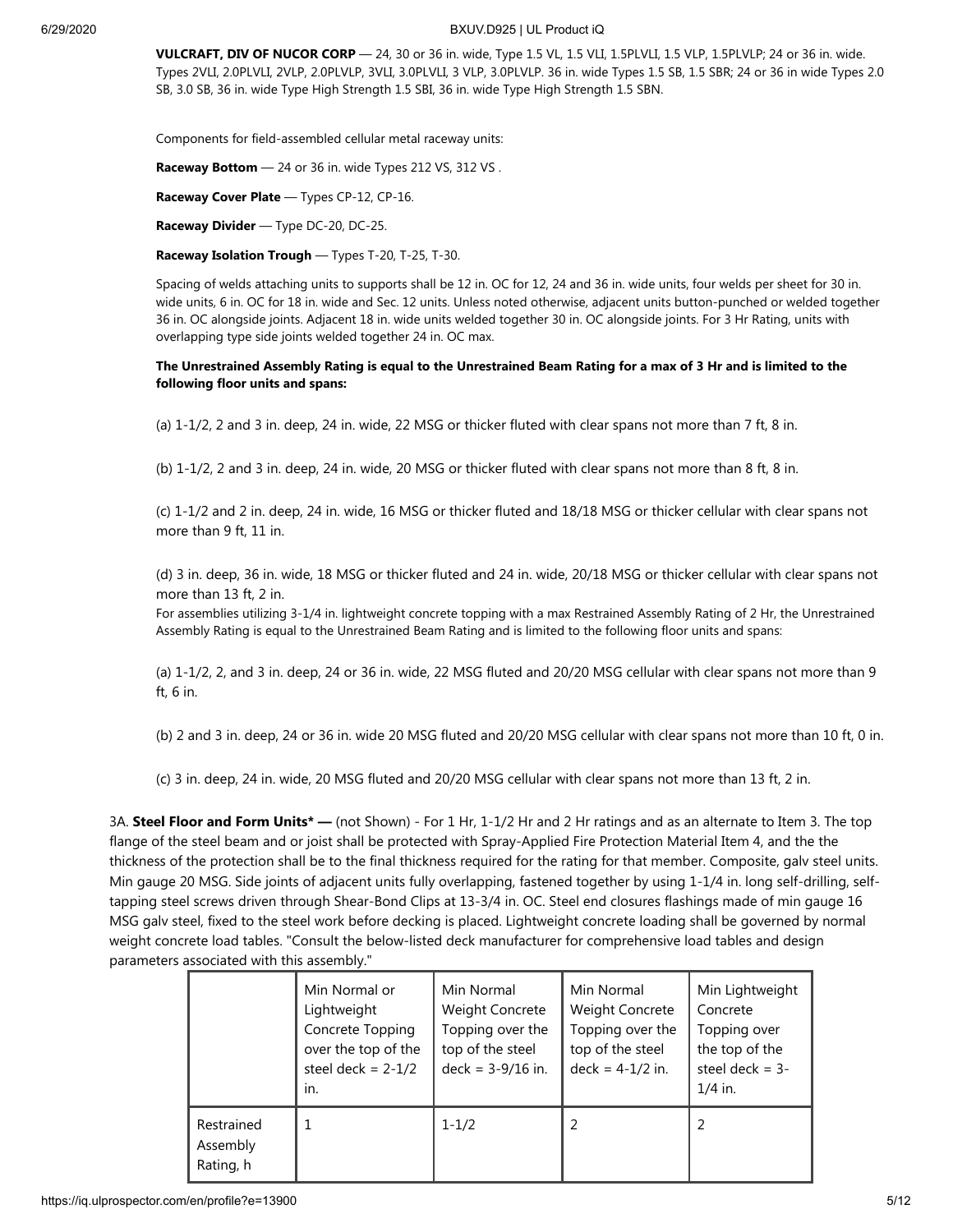**VULCRAFT, DIV OF NUCOR CORP** — 24, 30 or 36 in. wide, Type 1.5 VL, 1.5 VLI, 1.5PLVLI, 1.5 VLP, 1.5PLVLP; 24 or 36 in. wide. Types 2VLI, 2.0PLVLI, 2VLP, 2.0PLVLP, 3VLI, 3.0PLVLI, 3 VLP, 3.0PLVLP. 36 in. wide Types 1.5 SB, 1.5 SBR; 24 or 36 in wide Types 2.0 SB, 3.0 SB, 36 in. wide Type High Strength 1.5 SBI, 36 in. wide Type High Strength 1.5 SBN.

Components for field-assembled cellular metal raceway units:

**Raceway Bottom** — 24 or 36 in. wide Types 212 VS, 312 VS .

**Raceway Cover Plate** — Types CP-12, CP-16.

**Raceway Divider** — Type DC-20, DC-25.

**Raceway Isolation Trough** — Types T-20, T-25, T-30.

Spacing of welds attaching units to supports shall be 12 in. OC for 12, 24 and 36 in. wide units, four welds per sheet for 30 in. wide units, 6 in. OC for 18 in. wide and Sec. 12 units. Unless noted otherwise, adjacent units button-punched or welded together 36 in. OC alongside joints. Adjacent 18 in. wide units welded together 30 in. OC alongside joints. For 3 Hr Rating, units with overlapping type side joints welded together 24 in. OC max.

**The Unrestrained Assembly Rating is equal to the Unrestrained Beam Rating for a max of 3 Hr and is limited to the following floor units and spans:**

(a) 1-1/2, 2 and 3 in. deep, 24 in. wide, 22 MSG or thicker fluted with clear spans not more than 7 ft, 8 in.

(b) 1-1/2, 2 and 3 in. deep, 24 in. wide, 20 MSG or thicker fluted with clear spans not more than 8 ft, 8 in.

(c) 1-1/2 and 2 in. deep, 24 in. wide, 16 MSG or thicker fluted and 18/18 MSG or thicker cellular with clear spans not more than 9 ft, 11 in.

(d) 3 in. deep, 36 in. wide, 18 MSG or thicker fluted and 24 in. wide, 20/18 MSG or thicker cellular with clear spans not more than 13 ft, 2 in.

For assemblies utilizing 3-1/4 in. lightweight concrete topping with a max Restrained Assembly Rating of 2 Hr, the Unrestrained Assembly Rating is equal to the Unrestrained Beam Rating and is limited to the following floor units and spans:

(a) 1-1/2, 2, and 3 in. deep, 24 or 36 in. wide, 22 MSG fluted and 20/20 MSG cellular with clear spans not more than 9 ft, 6 in.

(b) 2 and 3 in. deep, 24 or 36 in. wide 20 MSG fluted and 20/20 MSG cellular with clear spans not more than 10 ft, 0 in.

(c) 3 in. deep, 24 in. wide, 20 MSG fluted and 20/20 MSG cellular with clear spans not more than 13 ft, 2 in.

3A. **Steel Floor and Form Units\* —** (not Shown) - For 1 Hr, 1-1/2 Hr and 2 Hr ratings and as an alternate to Item 3. The top flange of the steel beam and or joist shall be protected with Spray-Applied Fire Protection Material Item 4, and the the thickness of the protection shall be to the final thickness required for the rating for that member. Composite, galv steel units. Min gauge 20 MSG. Side joints of adjacent units fully overlapping, fastened together by using 1-1/4 in. long self-drilling, self-tapping steel screws driven through Shear-Bond Clips at 13-3/4 in. OC. Steel end closures flashings made of min gauge 16 MSG galv steel, fixed to the steel work before decking is placed. Lightweight concrete loading shall be governed by normal weight concrete load tables. "Consult the below-listed deck manufacturer for comprehensive load tables and design parameters associated with this assembly."

| | Min Normal or Lightweight Concrete Topping over the top of the steel deck = 2-1/2 in. | Min Normal Weight Concrete Topping over the top of the steel deck = 3-9/16 in. | Min Normal Weight Concrete Topping over the top of the steel deck = 4-1/2 in. | Min Lightweight Concrete Topping over the top of the steel deck = 3-1/4 in. |
|---|---|---|---|---|
| Restrained Assembly Rating, h | 1 | 1-1/2 | 2 | 2 |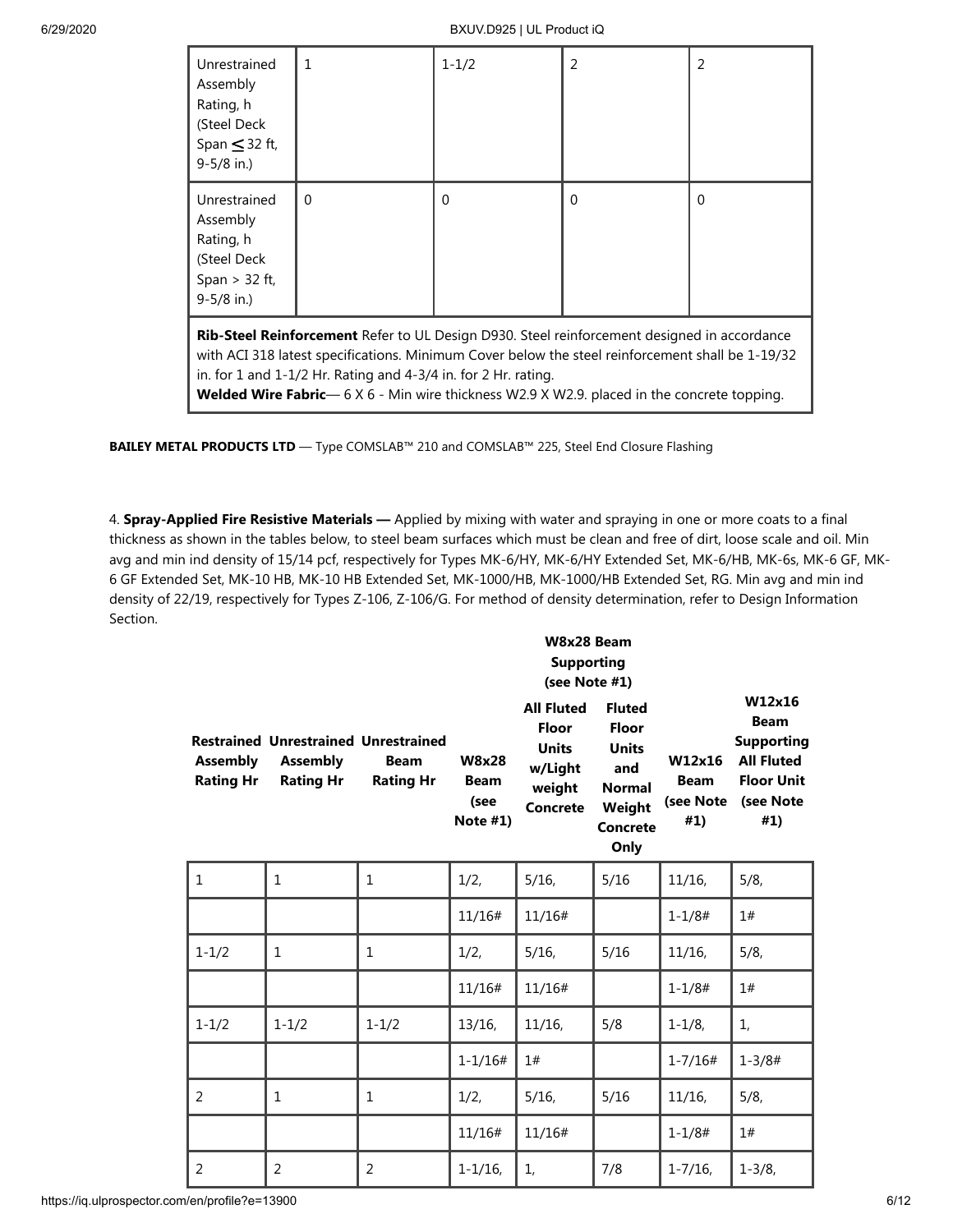| Unrestrained Assembly Rating, h (Steel Deck Span ≤ 32 ft, 9-5/8 in.) | 1 | 1-1/2 | 2 | 2 |
|---|---|---|---|---|
| Unrestrained Assembly Rating, h (Steel Deck Span > 32 ft, 9-5/8 in.) | 0 | 0 | 0 | 0 |
| **Rib-Steel Reinforcement** Refer to UL Design D930. Steel reinforcement designed in accordance with ACI 318 latest specifications. Minimum Cover below the steel reinforcement shall be 1-19/32 in. for 1 and 1-1/2 Hr. Rating and 4-3/4 in. for 2 Hr. rating. **Welded Wire Fabric**— 6 X 6 - Min wire thickness W2.9 X W2.9. placed in the concrete topping. | | | | |

**BAILEY METAL PRODUCTS LTD** — Type COMSLAB™ 210 and COMSLAB™ 225, Steel End Closure Flashing

4. **Spray-Applied Fire Resistive Materials —** Applied by mixing with water and spraying in one or more coats to a final thickness as shown in the tables below, to steel beam surfaces which must be clean and free of dirt, loose scale and oil. Min avg and min ind density of 15/14 pcf, respectively for Types MK-6/HY, MK-6/HY Extended Set, MK-6/HB, MK-6s, MK-6 GF, MK-6 GF Extended Set, MK-10 HB, MK-10 HB Extended Set, MK-1000/HB, MK-1000/HB Extended Set, RG. Min avg and min ind density of 22/19, respectively for Types Z-106, Z-106/G. For method of density determination, refer to Design Information Section.

| | | | | W8x28 Beam Supporting (see Note #1) | | | |
|---|---|---|---|---|---|---|---|
| **Restrained Assembly Rating Hr** | **Unrestrained Assembly Rating Hr** | **Unrestrained Beam Rating Hr** | **W8x28 Beam (see Note #1)** | **All Fluted Floor Units w/Light weight Concrete** | **Fluted Floor Units and Normal Weight Concrete Only** | **W12x16 Beam (see Note #1)** | **W12x16 Beam Supporting All Fluted Floor Unit (see Note #1)** |
| 1 | 1 | 1 | 1/2, | 5/16, | 5/16 | 11/16, | 5/8, |
| | | | 11/16# | 11/16# | | 1-1/8# | 1# |
| 1-1/2 | 1 | 1 | 1/2, | 5/16, | 5/16 | 11/16, | 5/8, |
| | | | 11/16# | 11/16# | | 1-1/8# | 1# |
| 1-1/2 | 1-1/2 | 1-1/2 | 13/16, | 11/16, | 5/8 | 1-1/8, | 1, |
| | | | 1-1/16# | 1# | | 1-7/16# | 1-3/8# |
| 2 | 1 | 1 | 1/2, | 5/16, | 5/16 | 11/16, | 5/8, |
| | | | 11/16# | 11/16# | | 1-1/8# | 1# |
| 2 | 2 | 2 | 1-1/16, | 1, | 7/8 | 1-7/16, | 1-3/8, |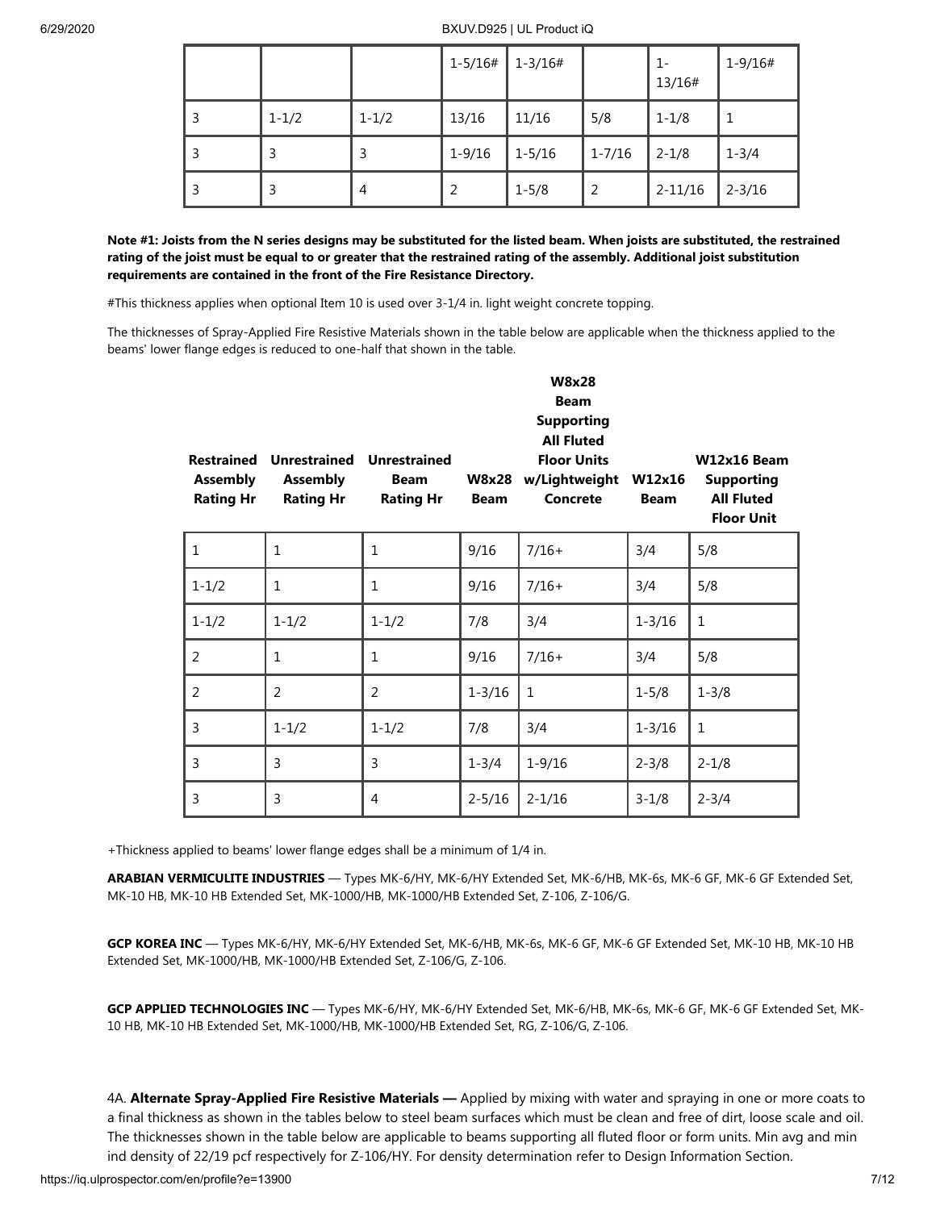| | | | 1-5/16# | 1-3/16# | | 1-13/16# | 1-9/16# |
|---|---|---|---|---|---|---|---|
| 3 | 1-1/2 | 1-1/2 | 13/16 | 11/16 | 5/8 | 1-1/8 | 1 |
| 3 | 3 | 3 | 1-9/16 | 1-5/16 | 1-7/16 | 2-1/8 | 1-3/4 |
| 3 | 3 | 4 | 2 | 1-5/8 | 2 | 2-11/16 | 2-3/16 |

**Note #1: Joists from the N series designs may be substituted for the listed beam. When joists are substituted, the restrained rating of the joist must be equal to or greater that the restrained rating of the assembly. Additional joist substitution requirements are contained in the front of the Fire Resistance Directory.**

#This thickness applies when optional Item 10 is used over 3-1/4 in. light weight concrete topping.

The thicknesses of Spray-Applied Fire Resistive Materials shown in the table below are applicable when the thickness applied to the beams' lower flange edges is reduced to one-half that shown in the table.

| Restrained Assembly Rating Hr | Unrestrained Assembly Rating Hr | Unrestrained Beam Rating Hr | W8x28 Beam | W8x28 Beam Supporting All Fluted Floor Units w/Lightweight Concrete | W12x16 Beam | W12x16 Beam Supporting All Fluted Floor Unit |
|---|---|---|---|---|---|---|
| 1 | 1 | 1 | 9/16 | 7/16+ | 3/4 | 5/8 |
| 1-1/2 | 1 | 1 | 9/16 | 7/16+ | 3/4 | 5/8 |
| 1-1/2 | 1-1/2 | 1-1/2 | 7/8 | 3/4 | 1-3/16 | 1 |
| 2 | 1 | 1 | 9/16 | 7/16+ | 3/4 | 5/8 |
| 2 | 2 | 2 | 1-3/16 | 1 | 1-5/8 | 1-3/8 |
| 3 | 1-1/2 | 1-1/2 | 7/8 | 3/4 | 1-3/16 | 1 |
| 3 | 3 | 3 | 1-3/4 | 1-9/16 | 2-3/8 | 2-1/8 |
| 3 | 3 | 4 | 2-5/16 | 2-1/16 | 3-1/8 | 2-3/4 |

+Thickness applied to beams' lower flange edges shall be a minimum of 1/4 in.

**ARABIAN VERMICULITE INDUSTRIES** — Types MK-6/HY, MK-6/HY Extended Set, MK-6/HB, MK-6s, MK-6 GF, MK-6 GF Extended Set, MK-10 HB, MK-10 HB Extended Set, MK-1000/HB, MK-1000/HB Extended Set, Z-106, Z-106/G.

**GCP KOREA INC** — Types MK-6/HY, MK-6/HY Extended Set, MK-6/HB, MK-6s, MK-6 GF, MK-6 GF Extended Set, MK-10 HB, MK-10 HB Extended Set, MK-1000/HB, MK-1000/HB Extended Set, Z-106/G, Z-106.

**GCP APPLIED TECHNOLOGIES INC** — Types MK-6/HY, MK-6/HY Extended Set, MK-6/HB, MK-6s, MK-6 GF, MK-6 GF Extended Set, MK-10 HB, MK-10 HB Extended Set, MK-1000/HB, MK-1000/HB Extended Set, RG, Z-106/G, Z-106.

4A. **Alternate Spray-Applied Fire Resistive Materials —** Applied by mixing with water and spraying in one or more coats to a final thickness as shown in the tables below to steel beam surfaces which must be clean and free of dirt, loose scale and oil. The thicknesses shown in the table below are applicable to beams supporting all fluted floor or form units. Min avg and min ind density of 22/19 pcf respectively for Z-106/HY. For density determination refer to Design Information Section.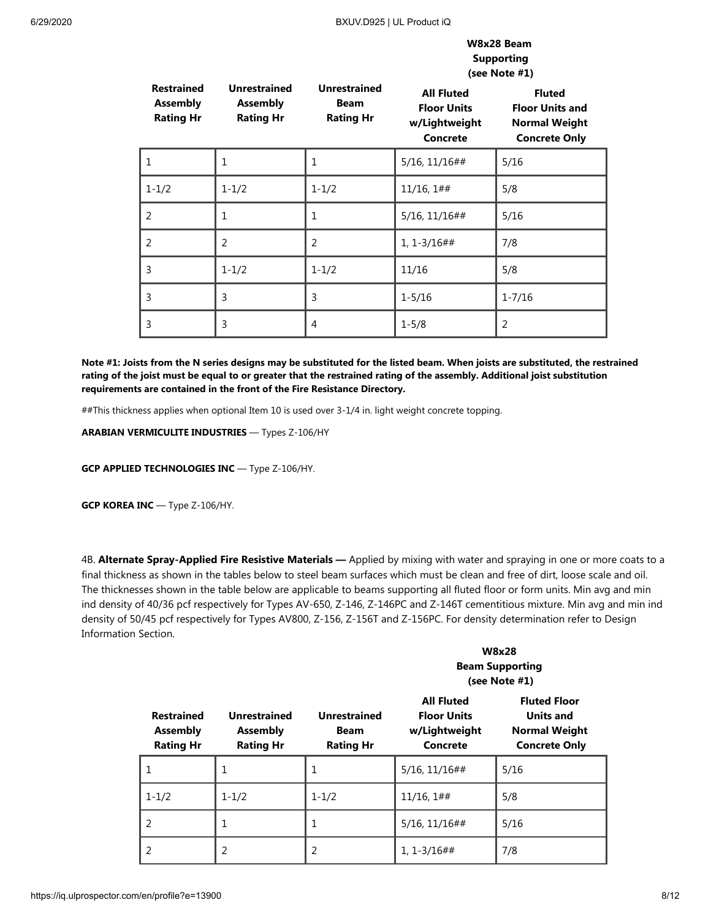| Restrained Assembly Rating Hr | Unrestrained Assembly Rating Hr | Unrestrained Beam Rating Hr | W8x28 Beam Supporting (see Note #1) All Fluted Floor Units w/Lightweight Concrete | Fluted Floor Units and Normal Weight Concrete Only |
|---|---|---|---|---|
| 1 | 1 | 1 | 5/16, 11/16## | 5/16 |
| 1-1/2 | 1-1/2 | 1-1/2 | 11/16, 1## | 5/8 |
| 2 | 1 | 1 | 5/16, 11/16## | 5/16 |
| 2 | 2 | 2 | 1, 1-3/16## | 7/8 |
| 3 | 1-1/2 | 1-1/2 | 11/16 | 5/8 |
| 3 | 3 | 3 | 1-5/16 | 1-7/16 |
| 3 | 3 | 4 | 1-5/8 | 2 |

**Note #1: Joists from the N series designs may be substituted for the listed beam. When joists are substituted, the restrained rating of the joist must be equal to or greater that the restrained rating of the assembly. Additional joist substitution requirements are contained in the front of the Fire Resistance Directory.**

##This thickness applies when optional Item 10 is used over 3-1/4 in. light weight concrete topping.

**ARABIAN VERMICULITE INDUSTRIES** — Types Z-106/HY

**GCP APPLIED TECHNOLOGIES INC** — Type Z-106/HY.

**GCP KOREA INC** — Type Z-106/HY.

4B. **Alternate Spray-Applied Fire Resistive Materials —** Applied by mixing with water and spraying in one or more coats to a final thickness as shown in the tables below to steel beam surfaces which must be clean and free of dirt, loose scale and oil. The thicknesses shown in the table below are applicable to beams supporting all fluted floor or form units. Min avg and min ind density of 40/36 pcf respectively for Types AV-650, Z-146, Z-146PC and Z-146T cementitious mixture. Min avg and min ind density of 50/45 pcf respectively for Types AV800, Z-156, Z-156T and Z-156PC. For density determination refer to Design Information Section.

| Restrained Assembly Rating Hr | Unrestrained Assembly Rating Hr | Unrestrained Beam Rating Hr | W8x28 Beam Supporting (see Note #1) All Fluted Floor Units w/Lightweight Concrete | Fluted Floor Units and Normal Weight Concrete Only |
|---|---|---|---|---|
| 1 | 1 | 1 | 5/16, 11/16## | 5/16 |
| 1-1/2 | 1-1/2 | 1-1/2 | 11/16, 1## | 5/8 |
| 2 | 1 | 1 | 5/16, 11/16## | 5/16 |
| 2 | 2 | 2 | 1, 1-3/16## | 7/8 |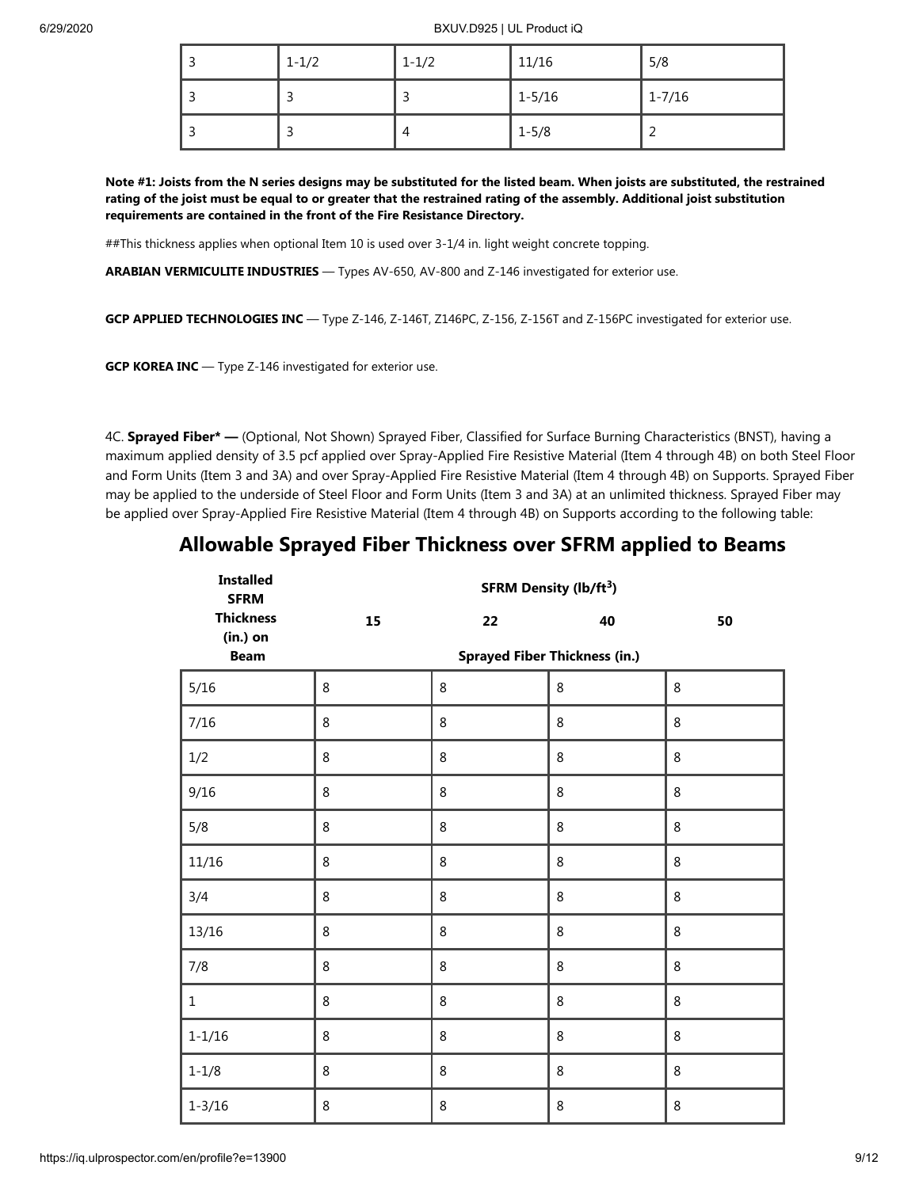| 3 | 1-1/2 | 1-1/2 | 11/16 | 5/8 |
|---|---|---|---|---|
| 3 | 3 | 3 | 1-5/16 | 1-7/16 |
| 3 | 3 | 4 | 1-5/8 | 2 |

**Note #1: Joists from the N series designs may be substituted for the listed beam. When joists are substituted, the restrained rating of the joist must be equal to or greater that the restrained rating of the assembly. Additional joist substitution requirements are contained in the front of the Fire Resistance Directory.**

##This thickness applies when optional Item 10 is used over 3-1/4 in. light weight concrete topping.

**ARABIAN VERMICULITE INDUSTRIES** — Types AV-650, AV-800 and Z-146 investigated for exterior use.

**GCP APPLIED TECHNOLOGIES INC** — Type Z-146, Z-146T, Z146PC, Z-156, Z-156T and Z-156PC investigated for exterior use.

**GCP KOREA INC** — Type Z-146 investigated for exterior use.

4C. **Sprayed Fiber* —** (Optional, Not Shown) Sprayed Fiber, Classified for Surface Burning Characteristics (BNST), having a maximum applied density of 3.5 pcf applied over Spray-Applied Fire Resistive Material (Item 4 through 4B) on both Steel Floor and Form Units (Item 3 and 3A) and over Spray-Applied Fire Resistive Material (Item 4 through 4B) on Supports. Sprayed Fiber may be applied to the underside of Steel Floor and Form Units (Item 3 and 3A) at an unlimited thickness. Sprayed Fiber may be applied over Spray-Applied Fire Resistive Material (Item 4 through 4B) on Supports according to the following table:

## Allowable Sprayed Fiber Thickness over SFRM applied to Beams

| Installed SFRM Thickness (in.) on Beam | SFRM Density (lb/ft$^3$) | | | |
|---|---|---|---|---|
| | 15 | 22 | 40 | 50 |
| | Sprayed Fiber Thickness (in.) | | | |
| 5/16 | 8 | 8 | 8 | 8 |
| 7/16 | 8 | 8 | 8 | 8 |
| 1/2 | 8 | 8 | 8 | 8 |
| 9/16 | 8 | 8 | 8 | 8 |
| 5/8 | 8 | 8 | 8 | 8 |
| 11/16 | 8 | 8 | 8 | 8 |
| 3/4 | 8 | 8 | 8 | 8 |
| 13/16 | 8 | 8 | 8 | 8 |
| 7/8 | 8 | 8 | 8 | 8 |
| 1 | 8 | 8 | 8 | 8 |
| 1-1/16 | 8 | 8 | 8 | 8 |
| 1-1/8 | 8 | 8 | 8 | 8 |
| 1-3/16 | 8 | 8 | 8 | 8 |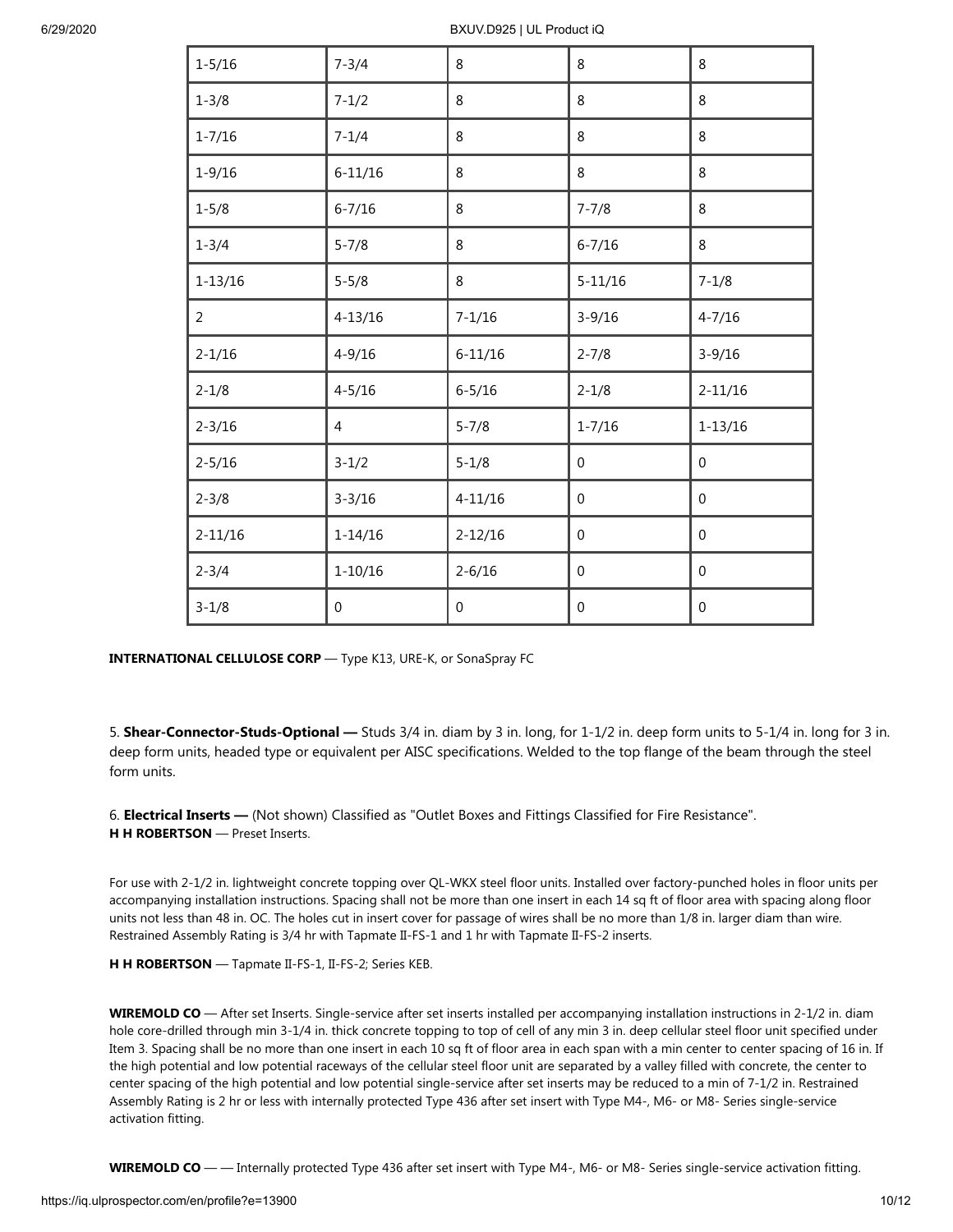| | | | | |
|---|---|---|---|---|
| 1-5/16 | 7-3/4 | 8 | 8 | 8 |
| 1-3/8 | 7-1/2 | 8 | 8 | 8 |
| 1-7/16 | 7-1/4 | 8 | 8 | 8 |
| 1-9/16 | 6-11/16 | 8 | 8 | 8 |
| 1-5/8 | 6-7/16 | 8 | 7-7/8 | 8 |
| 1-3/4 | 5-7/8 | 8 | 6-7/16 | 8 |
| 1-13/16 | 5-5/8 | 8 | 5-11/16 | 7-1/8 |
| 2 | 4-13/16 | 7-1/16 | 3-9/16 | 4-7/16 |
| 2-1/16 | 4-9/16 | 6-11/16 | 2-7/8 | 3-9/16 |
| 2-1/8 | 4-5/16 | 6-5/16 | 2-1/8 | 2-11/16 |
| 2-3/16 | 4 | 5-7/8 | 1-7/16 | 1-13/16 |
| 2-5/16 | 3-1/2 | 5-1/8 | 0 | 0 |
| 2-3/8 | 3-3/16 | 4-11/16 | 0 | 0 |
| 2-11/16 | 1-14/16 | 2-12/16 | 0 | 0 |
| 2-3/4 | 1-10/16 | 2-6/16 | 0 | 0 |
| 3-1/8 | 0 | 0 | 0 | 0 |

**INTERNATIONAL CELLULOSE CORP** — Type K13, URE-K, or SonaSpray FC

5. **Shear-Connector-Studs-Optional —** Studs 3/4 in. diam by 3 in. long, for 1-1/2 in. deep form units to 5-1/4 in. long for 3 in. deep form units, headed type or equivalent per AISC specifications. Welded to the top flange of the beam through the steel form units.

6. **Electrical Inserts —** (Not shown) Classified as "Outlet Boxes and Fittings Classified for Fire Resistance".
**H H ROBERTSON** — Preset Inserts.

For use with 2-1/2 in. lightweight concrete topping over QL-WKX steel floor units. Installed over factory-punched holes in floor units per accompanying installation instructions. Spacing shall not be more than one insert in each 14 sq ft of floor area with spacing along floor units not less than 48 in. OC. The holes cut in insert cover for passage of wires shall be no more than 1/8 in. larger diam than wire. Restrained Assembly Rating is 3/4 hr with Tapmate II-FS-1 and 1 hr with Tapmate II-FS-2 inserts.

**H H ROBERTSON** — Tapmate II-FS-1, II-FS-2; Series KEB.

**WIREMOLD CO** — After set Inserts. Single-service after set inserts installed per accompanying installation instructions in 2-1/2 in. diam hole core-drilled through min 3-1/4 in. thick concrete topping to top of cell of any min 3 in. deep cellular steel floor unit specified under Item 3. Spacing shall be no more than one insert in each 10 sq ft of floor area in each span with a min center to center spacing of 16 in. If the high potential and low potential raceways of the cellular steel floor unit are separated by a valley filled with concrete, the center to center spacing of the high potential and low potential single-service after set inserts may be reduced to a min of 7-1/2 in. Restrained Assembly Rating is 2 hr or less with internally protected Type 436 after set insert with Type M4-, M6- or M8- Series single-service activation fitting.

**WIREMOLD CO** — — Internally protected Type 436 after set insert with Type M4-, M6- or M8- Series single-service activation fitting.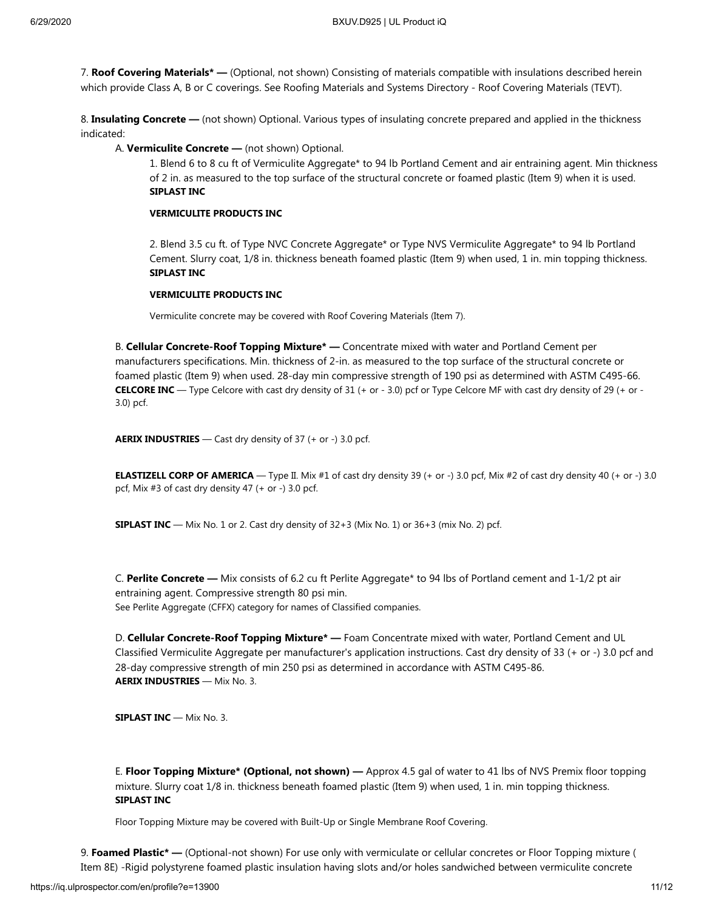7. **Roof Covering Materials* —** (Optional, not shown) Consisting of materials compatible with insulations described herein which provide Class A, B or C coverings. See Roofing Materials and Systems Directory - Roof Covering Materials (TEVT).

8. **Insulating Concrete —** (not shown) Optional. Various types of insulating concrete prepared and applied in the thickness indicated:

A. **Vermiculite Concrete —** (not shown) Optional.

1. Blend 6 to 8 cu ft of Vermiculite Aggregate* to 94 lb Portland Cement and air entraining agent. Min thickness of 2 in. as measured to the top surface of the structural concrete or foamed plastic (Item 9) when it is used.
**SIPLAST INC**

**VERMICULITE PRODUCTS INC**

2. Blend 3.5 cu ft. of Type NVC Concrete Aggregate* or Type NVS Vermiculite Aggregate* to 94 lb Portland Cement. Slurry coat, 1/8 in. thickness beneath foamed plastic (Item 9) when used, 1 in. min topping thickness.
**SIPLAST INC**

**VERMICULITE PRODUCTS INC**

Vermiculite concrete may be covered with Roof Covering Materials (Item 7).

B. **Cellular Concrete-Roof Topping Mixture* —** Concentrate mixed with water and Portland Cement per manufacturers specifications. Min. thickness of 2-in. as measured to the top surface of the structural concrete or foamed plastic (Item 9) when used. 28-day min compressive strength of 190 psi as determined with ASTM C495-66.
**CELCORE INC** — Type Celcore with cast dry density of 31 (+ or - 3.0) pcf or Type Celcore MF with cast dry density of 29 (+ or - 3.0) pcf.

**AERIX INDUSTRIES** — Cast dry density of 37 (+ or -) 3.0 pcf.

**ELASTIZELL CORP OF AMERICA** — Type II. Mix #1 of cast dry density 39 (+ or -) 3.0 pcf, Mix #2 of cast dry density 40 (+ or -) 3.0 pcf, Mix #3 of cast dry density 47 (+ or -) 3.0 pcf.

**SIPLAST INC** — Mix No. 1 or 2. Cast dry density of 32+3 (Mix No. 1) or 36+3 (mix No. 2) pcf.

C. **Perlite Concrete —** Mix consists of 6.2 cu ft Perlite Aggregate* to 94 lbs of Portland cement and 1-1/2 pt air entraining agent. Compressive strength 80 psi min.
See Perlite Aggregate (CFFX) category for names of Classified companies.

D. **Cellular Concrete-Roof Topping Mixture* —** Foam Concentrate mixed with water, Portland Cement and UL Classified Vermiculite Aggregate per manufacturer's application instructions. Cast dry density of 33 (+ or -) 3.0 pcf and 28-day compressive strength of min 250 psi as determined in accordance with ASTM C495-86.
**AERIX INDUSTRIES** — Mix No. 3.

**SIPLAST INC** — Mix No. 3.

E. **Floor Topping Mixture* (Optional, not shown) —** Approx 4.5 gal of water to 41 lbs of NVS Premix floor topping mixture. Slurry coat 1/8 in. thickness beneath foamed plastic (Item 9) when used, 1 in. min topping thickness.
**SIPLAST INC**

Floor Topping Mixture may be covered with Built-Up or Single Membrane Roof Covering.

9. **Foamed Plastic* —** (Optional-not shown) For use only with vermiculate or cellular concretes or Floor Topping mixture ( Item 8E) -Rigid polystyrene foamed plastic insulation having slots and/or holes sandwiched between vermiculite concrete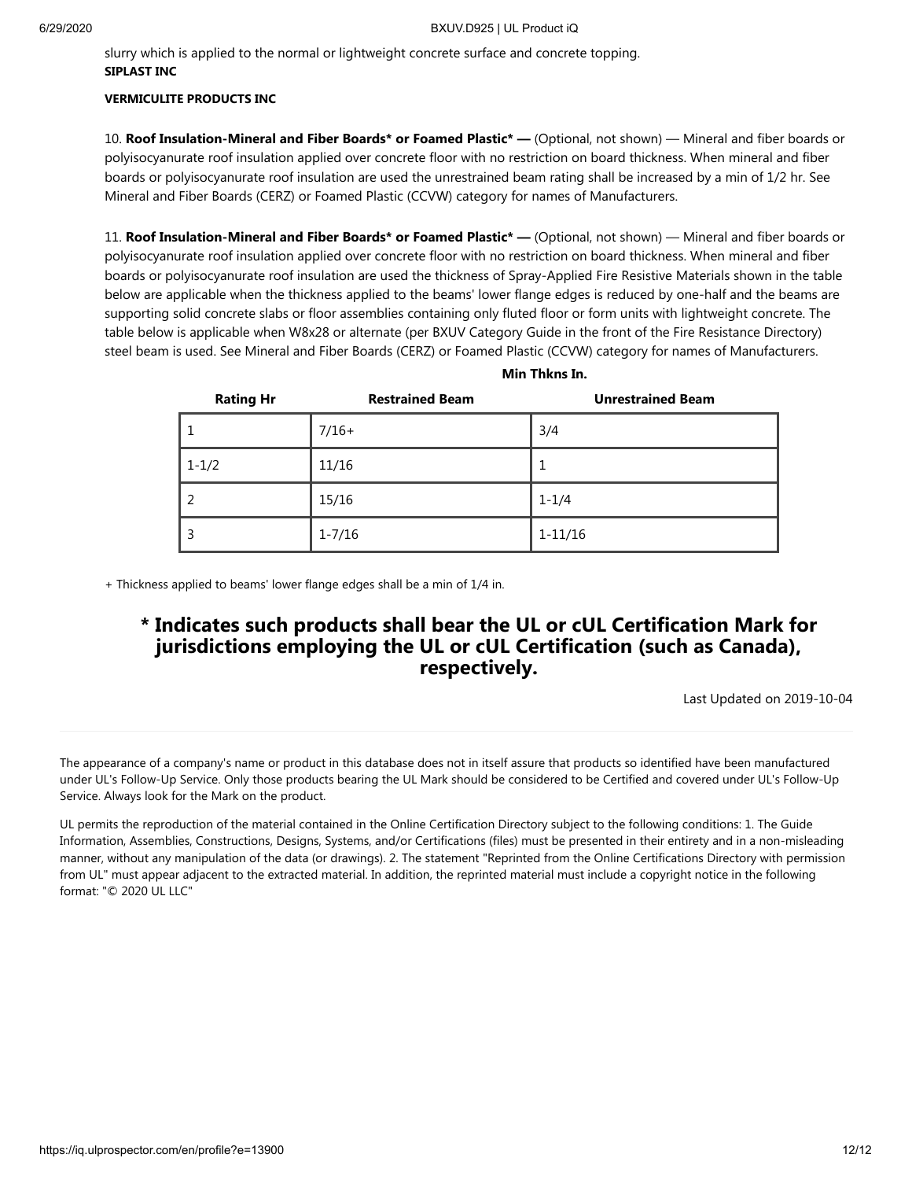slurry which is applied to the normal or lightweight concrete surface and concrete topping.
**SIPLAST INC**

**VERMICULITE PRODUCTS INC**

10. **Roof Insulation-Mineral and Fiber Boards* or Foamed Plastic* —** (Optional, not shown) — Mineral and fiber boards or polyisocyanurate roof insulation applied over concrete floor with no restriction on board thickness. When mineral and fiber boards or polyisocyanurate roof insulation are used the unrestrained beam rating shall be increased by a min of 1/2 hr. See Mineral and Fiber Boards (CERZ) or Foamed Plastic (CCVW) category for names of Manufacturers.

11. **Roof Insulation-Mineral and Fiber Boards* or Foamed Plastic* —** (Optional, not shown) — Mineral and fiber boards or polyisocyanurate roof insulation applied over concrete floor with no restriction on board thickness. When mineral and fiber boards or polyisocyanurate roof insulation are used the thickness of Spray-Applied Fire Resistive Materials shown in the table below are applicable when the thickness applied to the beams' lower flange edges is reduced by one-half and the beams are supporting solid concrete slabs or floor assemblies containing only fluted floor or form units with lightweight concrete. The table below is applicable when W8x28 or alternate (per BXUV Category Guide in the front of the Fire Resistance Directory) steel beam is used. See Mineral and Fiber Boards (CERZ) or Foamed Plastic (CCVW) category for names of Manufacturers.

| | Min Thkns In. | |
|---|---|---|
| **Rating Hr** | **Restrained Beam** | **Unrestrained Beam** |
| 1 | 7/16+ | 3/4 |
| 1-1/2 | 11/16 | 1 |
| 2 | 15/16 | 1-1/4 |
| 3 | 1-7/16 | 1-11/16 |

+ Thickness applied to beams' lower flange edges shall be a min of 1/4 in.

## * Indicates such products shall bear the UL or cUL Certification Mark for jurisdictions employing the UL or cUL Certification (such as Canada), respectively.

Last Updated on 2019-10-04

The appearance of a company's name or product in this database does not in itself assure that products so identified have been manufactured under UL's Follow-Up Service. Only those products bearing the UL Mark should be considered to be Certified and covered under UL's Follow-Up Service. Always look for the Mark on the product.

UL permits the reproduction of the material contained in the Online Certification Directory subject to the following conditions: 1. The Guide Information, Assemblies, Constructions, Designs, Systems, and/or Certifications (files) must be presented in their entirety and in a non-misleading manner, without any manipulation of the data (or drawings). 2. The statement "Reprinted from the Online Certifications Directory with permission from UL" must appear adjacent to the extracted material. In addition, the reprinted material must include a copyright notice in the following format: "© 2020 UL LLC"